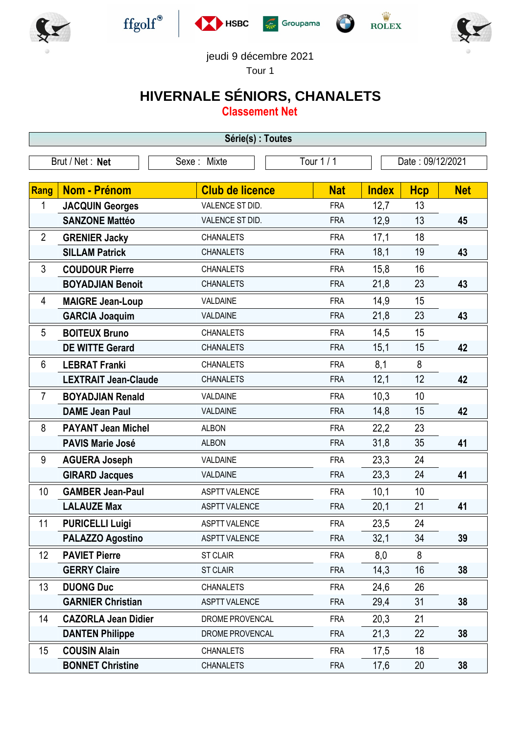jeudi 9 décembre 2021

Tour 1

# HIVERNALE SÉNIORS, CHANALETS

## Classement Net

**Série(s) : Toutes**

| Brut / Net : **Net** | Sexe : Mixte | Tour 1 / 1 | Date : 09/12/2021 |
|---|---|---|---|

| Rang | Nom - Prénom | Club de licence | Nat | Index | Hcp | Net |
|---|---|---|---|---|---|---|
| 1 | **JACQUIN Georges** | VALENCE ST DID. | FRA | 12,7 | 13 | |
| | **SANZONE Mattéo** | VALENCE ST DID. | FRA | 12,9 | 13 | **45** |
| 2 | **GRENIER Jacky** | CHANALETS | FRA | 17,1 | 18 | |
| | **SILLAM Patrick** | CHANALETS | FRA | 18,1 | 19 | **43** |
| 3 | **COUDOUR Pierre** | CHANALETS | FRA | 15,8 | 16 | |
| | **BOYADJIAN Benoit** | CHANALETS | FRA | 21,8 | 23 | **43** |
| 4 | **MAIGRE Jean-Loup** | VALDAINE | FRA | 14,9 | 15 | |
| | **GARCIA Joaquim** | VALDAINE | FRA | 21,8 | 23 | **43** |
| 5 | **BOITEUX Bruno** | CHANALETS | FRA | 14,5 | 15 | |
| | **DE WITTE Gerard** | CHANALETS | FRA | 15,1 | 15 | **42** |
| 6 | **LEBRAT Franki** | CHANALETS | FRA | 8,1 | 8 | |
| | **LEXTRAIT Jean-Claude** | CHANALETS | FRA | 12,1 | 12 | **42** |
| 7 | **BOYADJIAN Renald** | VALDAINE | FRA | 10,3 | 10 | |
| | **DAME Jean Paul** | VALDAINE | FRA | 14,8 | 15 | **42** |
| 8 | **PAYANT Jean Michel** | ALBON | FRA | 22,2 | 23 | |
| | **PAVIS Marie José** | ALBON | FRA | 31,8 | 35 | **41** |
| 9 | **AGUERA Joseph** | VALDAINE | FRA | 23,3 | 24 | |
| | **GIRARD Jacques** | VALDAINE | FRA | 23,3 | 24 | **41** |
| 10 | **GAMBER Jean-Paul** | ASPTT VALENCE | FRA | 10,1 | 10 | |
| | **LALAUZE Max** | ASPTT VALENCE | FRA | 20,1 | 21 | **41** |
| 11 | **PURICELLI Luigi** | ASPTT VALENCE | FRA | 23,5 | 24 | |
| | **PALAZZO Agostino** | ASPTT VALENCE | FRA | 32,1 | 34 | **39** |
| 12 | **PAVIET Pierre** | ST CLAIR | FRA | 8,0 | 8 | |
| | **GERRY Claire** | ST CLAIR | FRA | 14,3 | 16 | **38** |
| 13 | **DUONG Duc** | CHANALETS | FRA | 24,6 | 26 | |
| | **GARNIER Christian** | ASPTT VALENCE | FRA | 29,4 | 31 | **38** |
| 14 | **CAZORLA Jean Didier** | DROME PROVENCAL | FRA | 20,3 | 21 | |
| | **DANTEN Philippe** | DROME PROVENCAL | FRA | 21,3 | 22 | **38** |
| 15 | **COUSIN Alain** | CHANALETS | FRA | 17,5 | 18 | |
| | **BONNET Christine** | CHANALETS | FRA | 17,6 | 20 | **38** |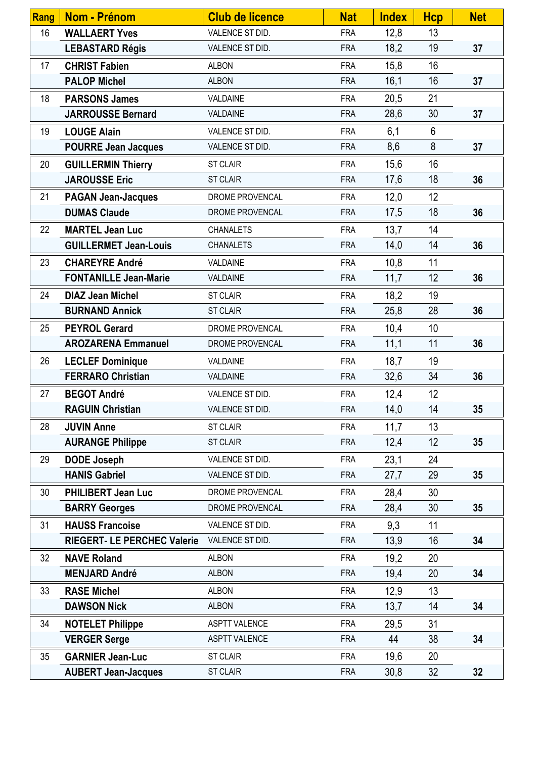| Rang | Nom - Prénom | Club de licence | Nat | Index | Hcp | Net |
|---|---|---|---|---|---|---|
| 16 | WALLAERT Yves | VALENCE ST DID. | FRA | 12,8 | 13 | |
| | LEBASTARD Régis | VALENCE ST DID. | FRA | 18,2 | 19 | 37 |
| 17 | CHRIST Fabien | ALBON | FRA | 15,8 | 16 | |
| | PALOP Michel | ALBON | FRA | 16,1 | 16 | 37 |
| 18 | PARSONS James | VALDAINE | FRA | 20,5 | 21 | |
| | JARROUSSE Bernard | VALDAINE | FRA | 28,6 | 30 | 37 |
| 19 | LOUGE Alain | VALENCE ST DID. | FRA | 6,1 | 6 | |
| | POURRE Jean Jacques | VALENCE ST DID. | FRA | 8,6 | 8 | 37 |
| 20 | GUILLERMIN Thierry | ST CLAIR | FRA | 15,6 | 16 | |
| | JAROUSSE Eric | ST CLAIR | FRA | 17,6 | 18 | 36 |
| 21 | PAGAN Jean-Jacques | DROME PROVENCAL | FRA | 12,0 | 12 | |
| | DUMAS Claude | DROME PROVENCAL | FRA | 17,5 | 18 | 36 |
| 22 | MARTEL Jean Luc | CHANALETS | FRA | 13,7 | 14 | |
| | GUILLERMET Jean-Louis | CHANALETS | FRA | 14,0 | 14 | 36 |
| 23 | CHAREYRE André | VALDAINE | FRA | 10,8 | 11 | |
| | FONTANILLE Jean-Marie | VALDAINE | FRA | 11,7 | 12 | 36 |
| 24 | DIAZ Jean Michel | ST CLAIR | FRA | 18,2 | 19 | |
| | BURNAND Annick | ST CLAIR | FRA | 25,8 | 28 | 36 |
| 25 | PEYROL Gerard | DROME PROVENCAL | FRA | 10,4 | 10 | |
| | AROZARENA Emmanuel | DROME PROVENCAL | FRA | 11,1 | 11 | 36 |
| 26 | LECLEF Dominique | VALDAINE | FRA | 18,7 | 19 | |
| | FERRARO Christian | VALDAINE | FRA | 32,6 | 34 | 36 |
| 27 | BEGOT André | VALENCE ST DID. | FRA | 12,4 | 12 | |
| | RAGUIN Christian | VALENCE ST DID. | FRA | 14,0 | 14 | 35 |
| 28 | JUVIN Anne | ST CLAIR | FRA | 11,7 | 13 | |
| | AURANGE Philippe | ST CLAIR | FRA | 12,4 | 12 | 35 |
| 29 | DODE Joseph | VALENCE ST DID. | FRA | 23,1 | 24 | |
| | HANIS Gabriel | VALENCE ST DID. | FRA | 27,7 | 29 | 35 |
| 30 | PHILIBERT Jean Luc | DROME PROVENCAL | FRA | 28,4 | 30 | |
| | BARRY Georges | DROME PROVENCAL | FRA | 28,4 | 30 | 35 |
| 31 | HAUSS Francoise | VALENCE ST DID. | FRA | 9,3 | 11 | |
| | RIEGERT- LE PERCHEC Valerie | VALENCE ST DID. | FRA | 13,9 | 16 | 34 |
| 32 | NAVE Roland | ALBON | FRA | 19,2 | 20 | |
| | MENJARD André | ALBON | FRA | 19,4 | 20 | 34 |
| 33 | RASE Michel | ALBON | FRA | 12,9 | 13 | |
| | DAWSON Nick | ALBON | FRA | 13,7 | 14 | 34 |
| 34 | NOTELET Philippe | ASPTT VALENCE | FRA | 29,5 | 31 | |
| | VERGER Serge | ASPTT VALENCE | FRA | 44 | 38 | 34 |
| 35 | GARNIER Jean-Luc | ST CLAIR | FRA | 19,6 | 20 | |
| | AUBERT Jean-Jacques | ST CLAIR | FRA | 30,8 | 32 | 32 |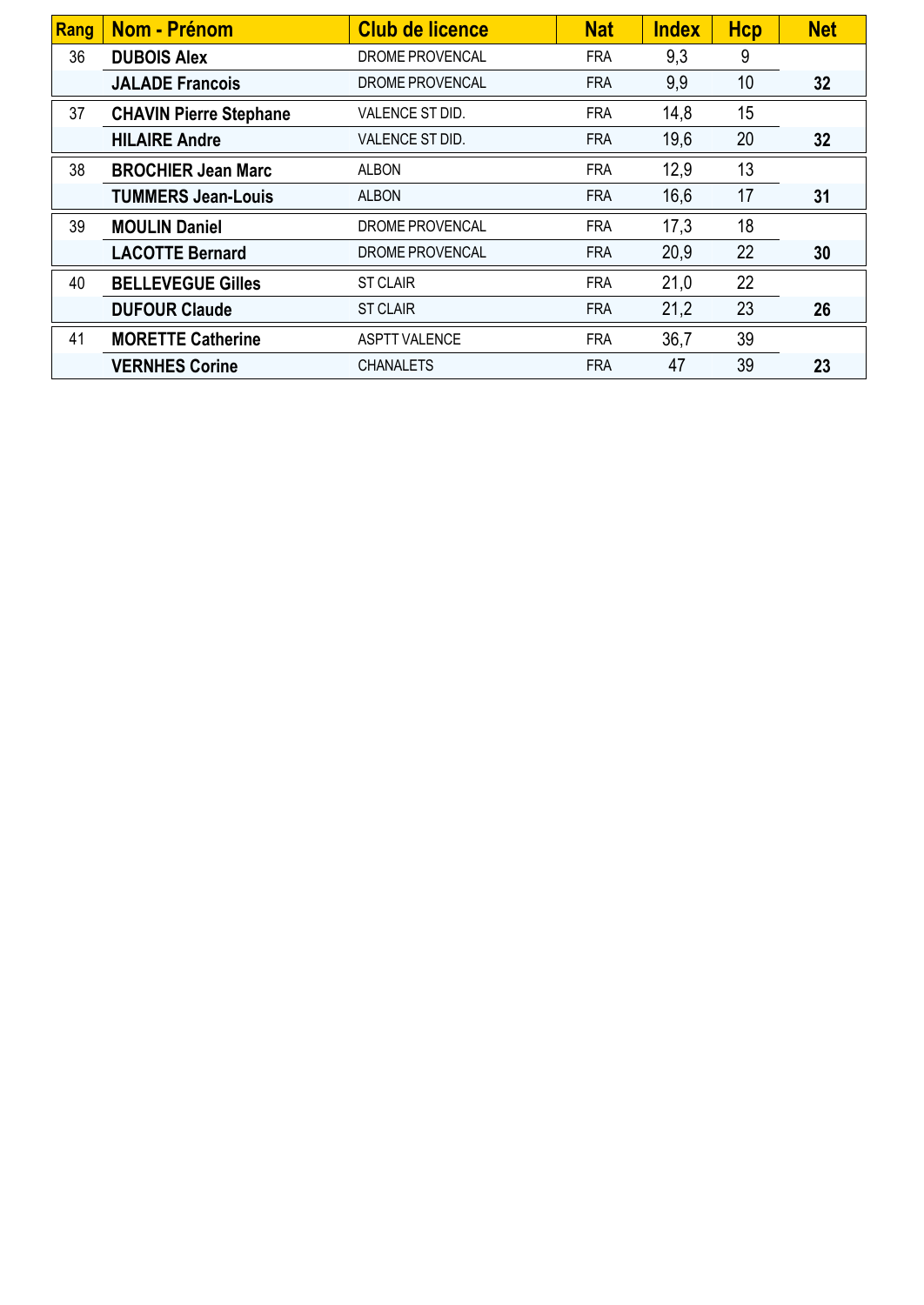| Rang | Nom - Prénom | Club de licence | Nat | Index | Hcp | Net |
|---|---|---|---|---|---|---|
| 36 | **DUBOIS Alex** | DROME PROVENCAL | FRA | 9,3 | 9 | |
| | **JALADE Francois** | DROME PROVENCAL | FRA | 9,9 | 10 | **32** |
| 37 | **CHAVIN Pierre Stephane** | VALENCE ST DID. | FRA | 14,8 | 15 | |
| | **HILAIRE Andre** | VALENCE ST DID. | FRA | 19,6 | 20 | **32** |
| 38 | **BROCHIER Jean Marc** | ALBON | FRA | 12,9 | 13 | |
| | **TUMMERS Jean-Louis** | ALBON | FRA | 16,6 | 17 | **31** |
| 39 | **MOULIN Daniel** | DROME PROVENCAL | FRA | 17,3 | 18 | |
| | **LACOTTE Bernard** | DROME PROVENCAL | FRA | 20,9 | 22 | **30** |
| 40 | **BELLEVEGUE Gilles** | ST CLAIR | FRA | 21,0 | 22 | |
| | **DUFOUR Claude** | ST CLAIR | FRA | 21,2 | 23 | **26** |
| 41 | **MORETTE Catherine** | ASPTT VALENCE | FRA | 36,7 | 39 | |
| | **VERNHES Corine** | CHANALETS | FRA | 47 | 39 | **23** |